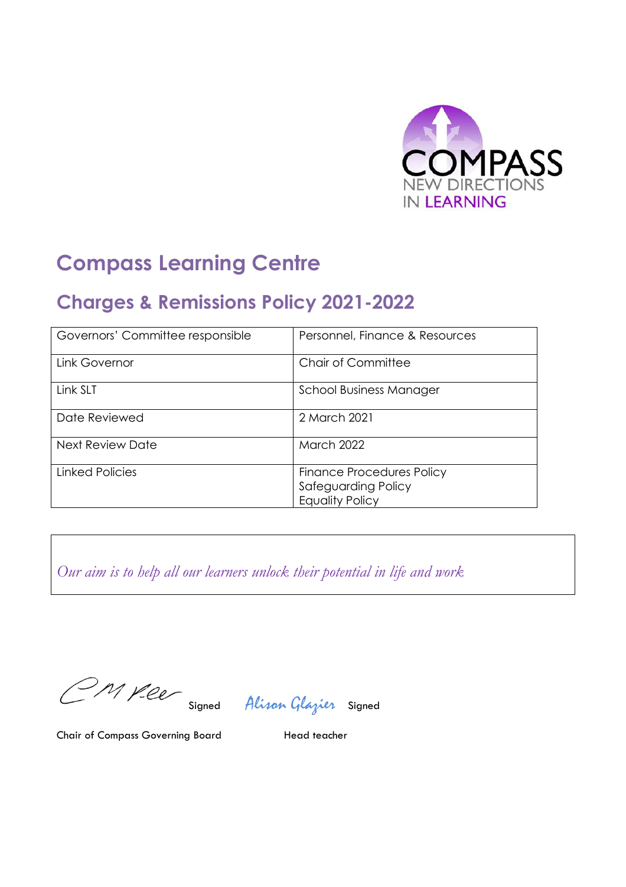COMPASS
NEW DIRECTIONS
IN LEARNING

# Compass Learning Centre

## Charges & Remissions Policy 2021-2022

| Governors' Committee responsible | Personnel, Finance & Resources |
|---|---|
| Link Governor | Chair of Committee |
| Link SLT | School Business Manager |
| Date Reviewed | 2 March 2021 |
| Next Review Date | March 2022 |
| Linked Policies | Finance Procedures Policy<br>Safeguarding Policy<br>Equality Policy |

*Our aim is to help all our learners unlock their potential in life and work*

CM Lee Signed  Alison Glazier Signed

Chair of Compass Governing Board  Head teacher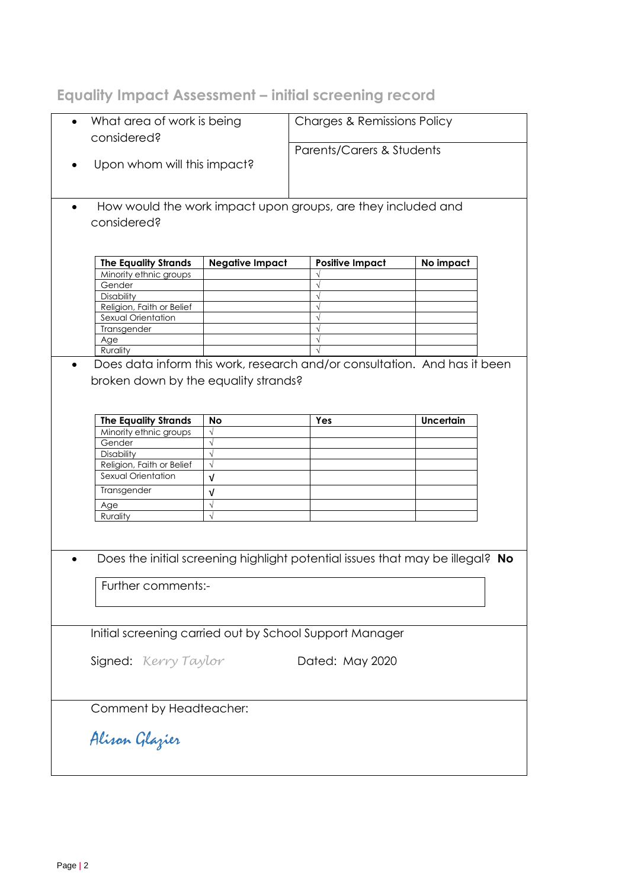## Equality Impact Assessment – initial screening record

| | |
|---|---|
| • What area of work is being considered? | Charges & Remissions Policy |
| • Upon whom will this impact? | Parents/Carers & Students |

- How would the work impact upon groups, are they included and considered?

| The Equality Strands | Negative Impact | Positive Impact | No impact |
|---|---|---|---|
| Minority ethnic groups | | √ | |
| Gender | | √ | |
| Disability | | √ | |
| Religion, Faith or Belief | | √ | |
| Sexual Orientation | | √ | |
| Transgender | | √ | |
| Age | | √ | |
| Rurality | | √ | |

- Does data inform this work, research and/or consultation. And has it been broken down by the equality strands?

| The Equality Strands | No | Yes | Uncertain |
|---|---|---|---|
| Minority ethnic groups | √ | | |
| Gender | √ | | |
| Disability | √ | | |
| Religion, Faith or Belief | √ | | |
| Sexual Orientation | √ | | |
| Transgender | √ | | |
| Age | √ | | |
| Rurality | √ | | |

- Does the initial screening highlight potential issues that may be illegal? **No**

Further comments:-

Initial screening carried out by School Support Manager

Signed: *Kerry Taylor* Dated: May 2020

Comment by Headteacher:

*Alison Glazier*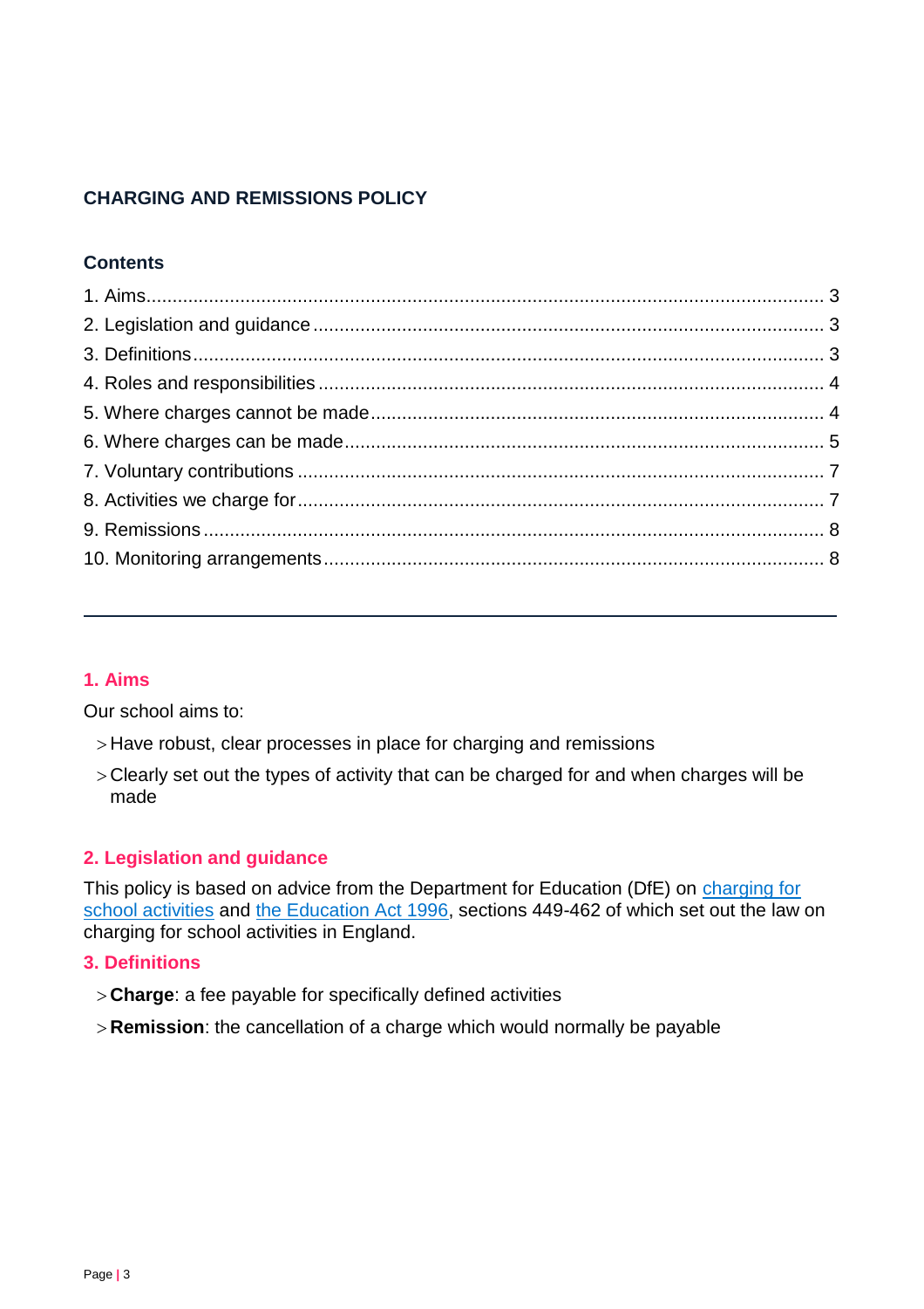**CHARGING AND REMISSIONS POLICY**

**Contents**

1. Aims ..... 3
2. Legislation and guidance ..... 3
3. Definitions ..... 3
4. Roles and responsibilities ..... 4
5. Where charges cannot be made ..... 4
6. Where charges can be made ..... 5
7. Voluntary contributions ..... 7
8. Activities we charge for ..... 7
9. Remissions ..... 8
10. Monitoring arrangements ..... 8

---

## 1. Aims

Our school aims to:

- Have robust, clear processes in place for charging and remissions
- Clearly set out the types of activity that can be charged for and when charges will be made

## 2. Legislation and guidance

This policy is based on advice from the Department for Education (DfE) on charging for school activities and the Education Act 1996, sections 449-462 of which set out the law on charging for school activities in England.

## 3. Definitions

- **Charge**: a fee payable for specifically defined activities
- **Remission**: the cancellation of a charge which would normally be payable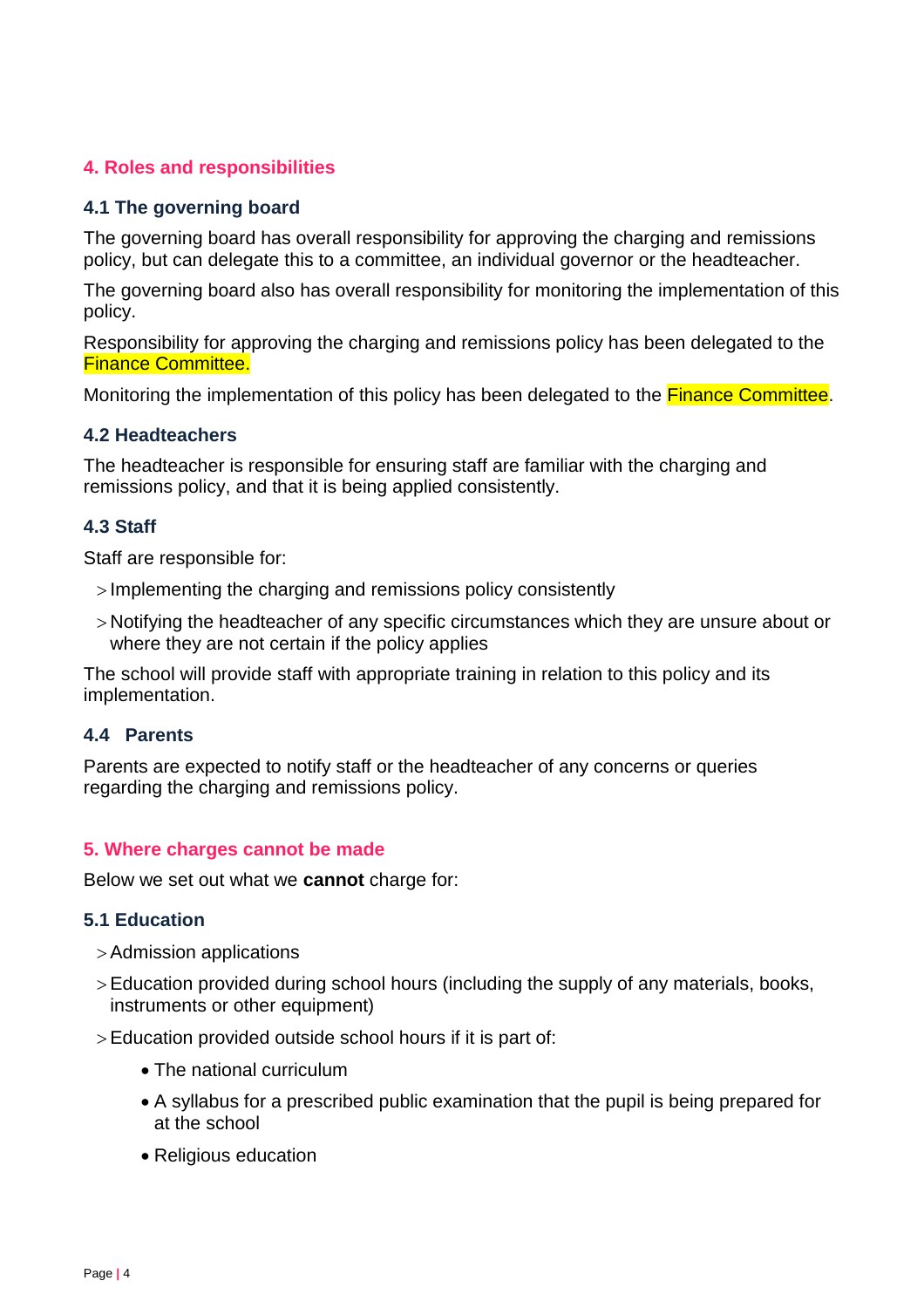## 4. Roles and responsibilities

### 4.1 The governing board

The governing board has overall responsibility for approving the charging and remissions policy, but can delegate this to a committee, an individual governor or the headteacher.

The governing board also has overall responsibility for monitoring the implementation of this policy.

Responsibility for approving the charging and remissions policy has been delegated to the Finance Committee.

Monitoring the implementation of this policy has been delegated to the Finance Committee.

### 4.2 Headteachers

The headteacher is responsible for ensuring staff are familiar with the charging and remissions policy, and that it is being applied consistently.

### 4.3 Staff

Staff are responsible for:

- Implementing the charging and remissions policy consistently
- Notifying the headteacher of any specific circumstances which they are unsure about or where they are not certain if the policy applies

The school will provide staff with appropriate training in relation to this policy and its implementation.

### 4.4 Parents

Parents are expected to notify staff or the headteacher of any concerns or queries regarding the charging and remissions policy.

## 5. Where charges cannot be made

Below we set out what we **cannot** charge for:

### 5.1 Education

- Admission applications
- Education provided during school hours (including the supply of any materials, books, instruments or other equipment)
- Education provided outside school hours if it is part of:
    - The national curriculum
    - A syllabus for a prescribed public examination that the pupil is being prepared for at the school
    - Religious education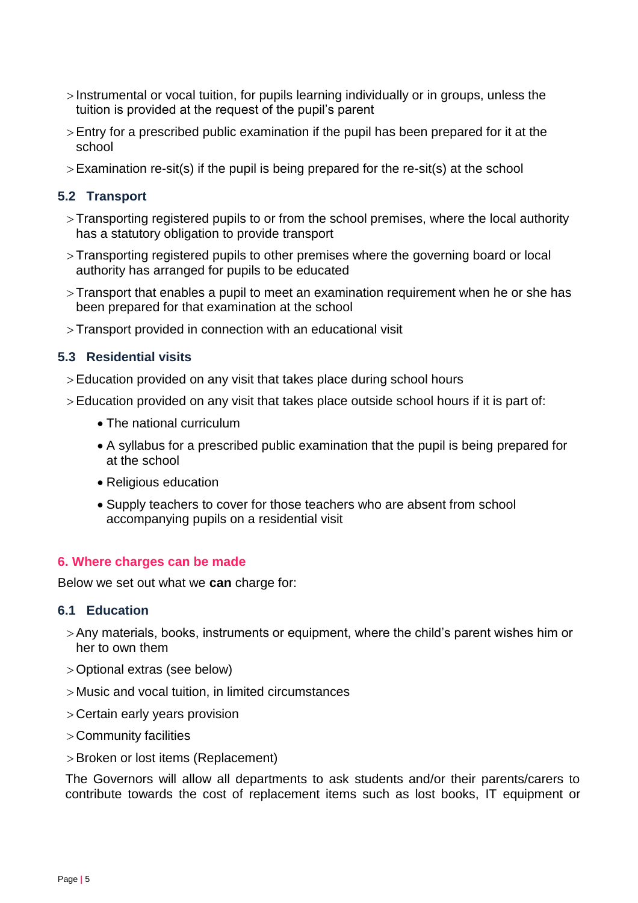- Instrumental or vocal tuition, for pupils learning individually or in groups, unless the tuition is provided at the request of the pupil's parent
- Entry for a prescribed public examination if the pupil has been prepared for it at the school
- Examination re-sit(s) if the pupil is being prepared for the re-sit(s) at the school

### 5.2 Transport

- Transporting registered pupils to or from the school premises, where the local authority has a statutory obligation to provide transport
- Transporting registered pupils to other premises where the governing board or local authority has arranged for pupils to be educated
- Transport that enables a pupil to meet an examination requirement when he or she has been prepared for that examination at the school
- Transport provided in connection with an educational visit

### 5.3 Residential visits

- Education provided on any visit that takes place during school hours
- Education provided on any visit that takes place outside school hours if it is part of:
  - The national curriculum
  - A syllabus for a prescribed public examination that the pupil is being prepared for at the school
  - Religious education
  - Supply teachers to cover for those teachers who are absent from school accompanying pupils on a residential visit

## 6. Where charges can be made

Below we set out what we **can** charge for:

### 6.1 Education

- Any materials, books, instruments or equipment, where the child's parent wishes him or her to own them
- Optional extras (see below)
- Music and vocal tuition, in limited circumstances
- Certain early years provision
- Community facilities
- Broken or lost items (Replacement)

The Governors will allow all departments to ask students and/or their parents/carers to contribute towards the cost of replacement items such as lost books, IT equipment or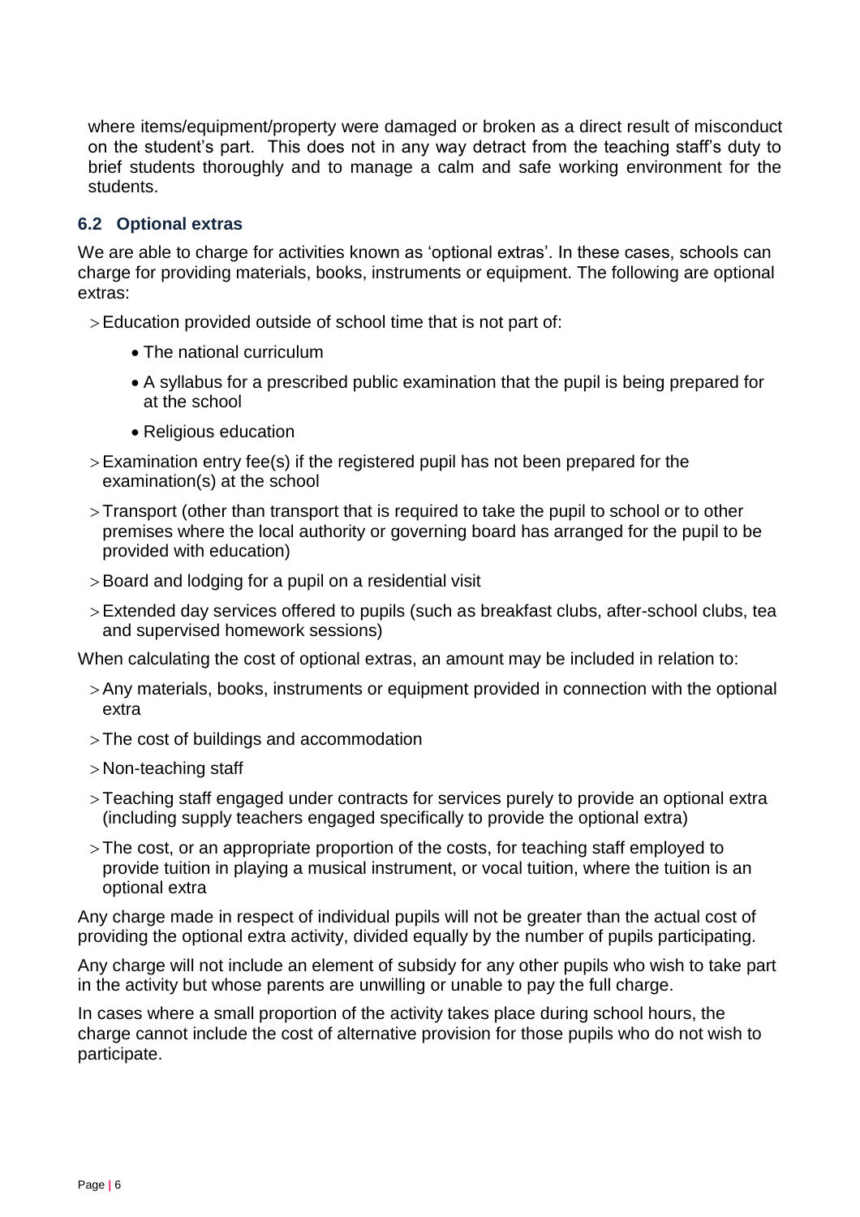where items/equipment/property were damaged or broken as a direct result of misconduct on the student's part. This does not in any way detract from the teaching staff's duty to brief students thoroughly and to manage a calm and safe working environment for the students.

### 6.2 Optional extras

We are able to charge for activities known as 'optional extras'. In these cases, schools can charge for providing materials, books, instruments or equipment. The following are optional extras:

- Education provided outside of school time that is not part of:
  - The national curriculum
  - A syllabus for a prescribed public examination that the pupil is being prepared for at the school
  - Religious education
- Examination entry fee(s) if the registered pupil has not been prepared for the examination(s) at the school
- Transport (other than transport that is required to take the pupil to school or to other premises where the local authority or governing board has arranged for the pupil to be provided with education)
- Board and lodging for a pupil on a residential visit
- Extended day services offered to pupils (such as breakfast clubs, after-school clubs, tea and supervised homework sessions)

When calculating the cost of optional extras, an amount may be included in relation to:

- Any materials, books, instruments or equipment provided in connection with the optional extra
- The cost of buildings and accommodation
- Non-teaching staff
- Teaching staff engaged under contracts for services purely to provide an optional extra (including supply teachers engaged specifically to provide the optional extra)
- The cost, or an appropriate proportion of the costs, for teaching staff employed to provide tuition in playing a musical instrument, or vocal tuition, where the tuition is an optional extra

Any charge made in respect of individual pupils will not be greater than the actual cost of providing the optional extra activity, divided equally by the number of pupils participating.

Any charge will not include an element of subsidy for any other pupils who wish to take part in the activity but whose parents are unwilling or unable to pay the full charge.

In cases where a small proportion of the activity takes place during school hours, the charge cannot include the cost of alternative provision for those pupils who do not wish to participate.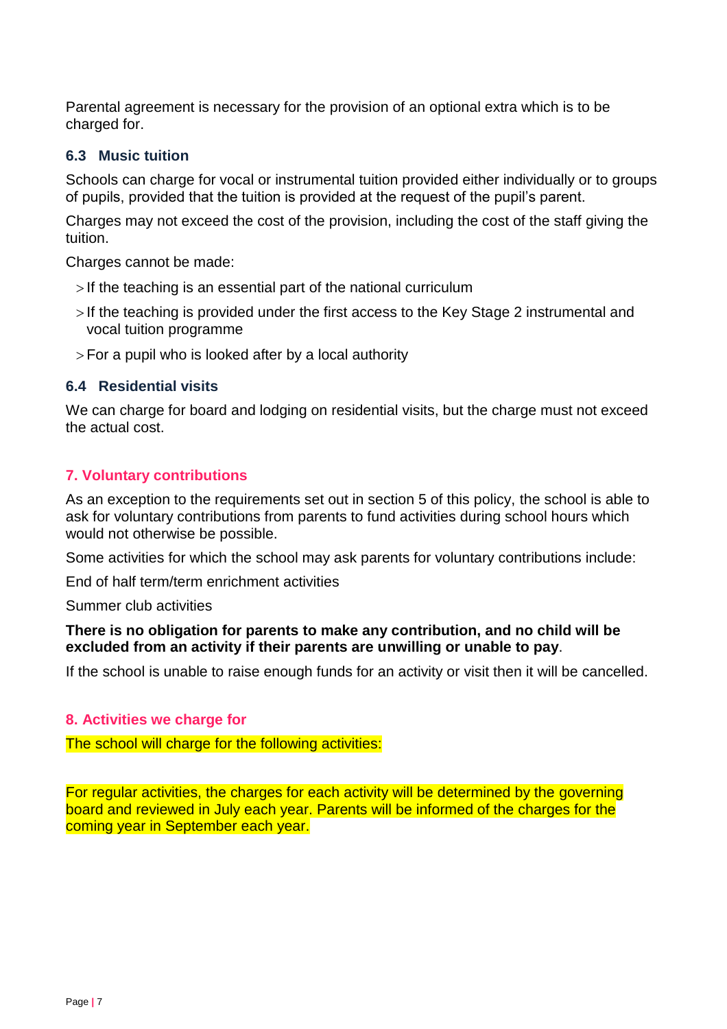Parental agreement is necessary for the provision of an optional extra which is to be charged for.

### 6.3 Music tuition

Schools can charge for vocal or instrumental tuition provided either individually or to groups of pupils, provided that the tuition is provided at the request of the pupil's parent.

Charges may not exceed the cost of the provision, including the cost of the staff giving the tuition.

Charges cannot be made:

- If the teaching is an essential part of the national curriculum
- If the teaching is provided under the first access to the Key Stage 2 instrumental and vocal tuition programme
- For a pupil who is looked after by a local authority

### 6.4 Residential visits

We can charge for board and lodging on residential visits, but the charge must not exceed the actual cost.

## 7. Voluntary contributions

As an exception to the requirements set out in section 5 of this policy, the school is able to ask for voluntary contributions from parents to fund activities during school hours which would not otherwise be possible.

Some activities for which the school may ask parents for voluntary contributions include:

End of half term/term enrichment activities

Summer club activities

**There is no obligation for parents to make any contribution, and no child will be excluded from an activity if their parents are unwilling or unable to pay**.

If the school is unable to raise enough funds for an activity or visit then it will be cancelled.

## 8. Activities we charge for

The school will charge for the following activities:

For regular activities, the charges for each activity will be determined by the governing board and reviewed in July each year. Parents will be informed of the charges for the coming year in September each year.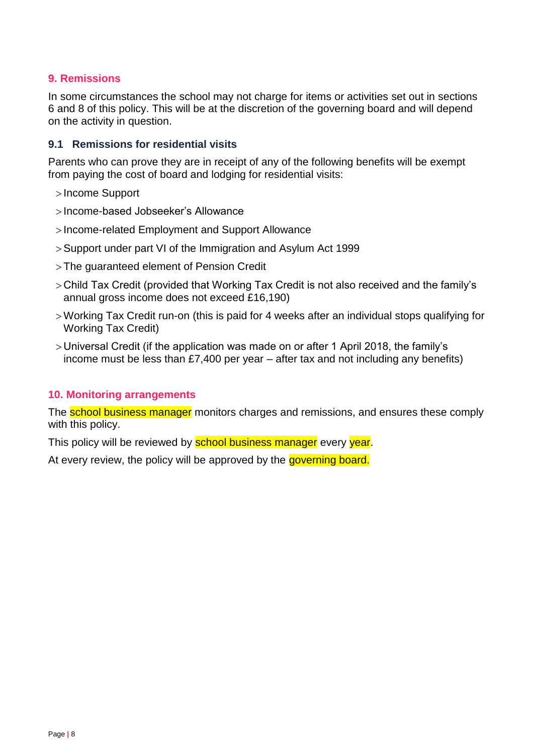## 9. Remissions

In some circumstances the school may not charge for items or activities set out in sections 6 and 8 of this policy. This will be at the discretion of the governing board and will depend on the activity in question.

### 9.1 Remissions for residential visits

Parents who can prove they are in receipt of any of the following benefits will be exempt from paying the cost of board and lodging for residential visits:

- Income Support
- Income-based Jobseeker's Allowance
- Income-related Employment and Support Allowance
- Support under part VI of the Immigration and Asylum Act 1999
- The guaranteed element of Pension Credit
- Child Tax Credit (provided that Working Tax Credit is not also received and the family's annual gross income does not exceed £16,190)
- Working Tax Credit run-on (this is paid for 4 weeks after an individual stops qualifying for Working Tax Credit)
- Universal Credit (if the application was made on or after 1 April 2018, the family's income must be less than £7,400 per year – after tax and not including any benefits)

## 10. Monitoring arrangements

The school business manager monitors charges and remissions, and ensures these comply with this policy.

This policy will be reviewed by school business manager every year.

At every review, the policy will be approved by the governing board.